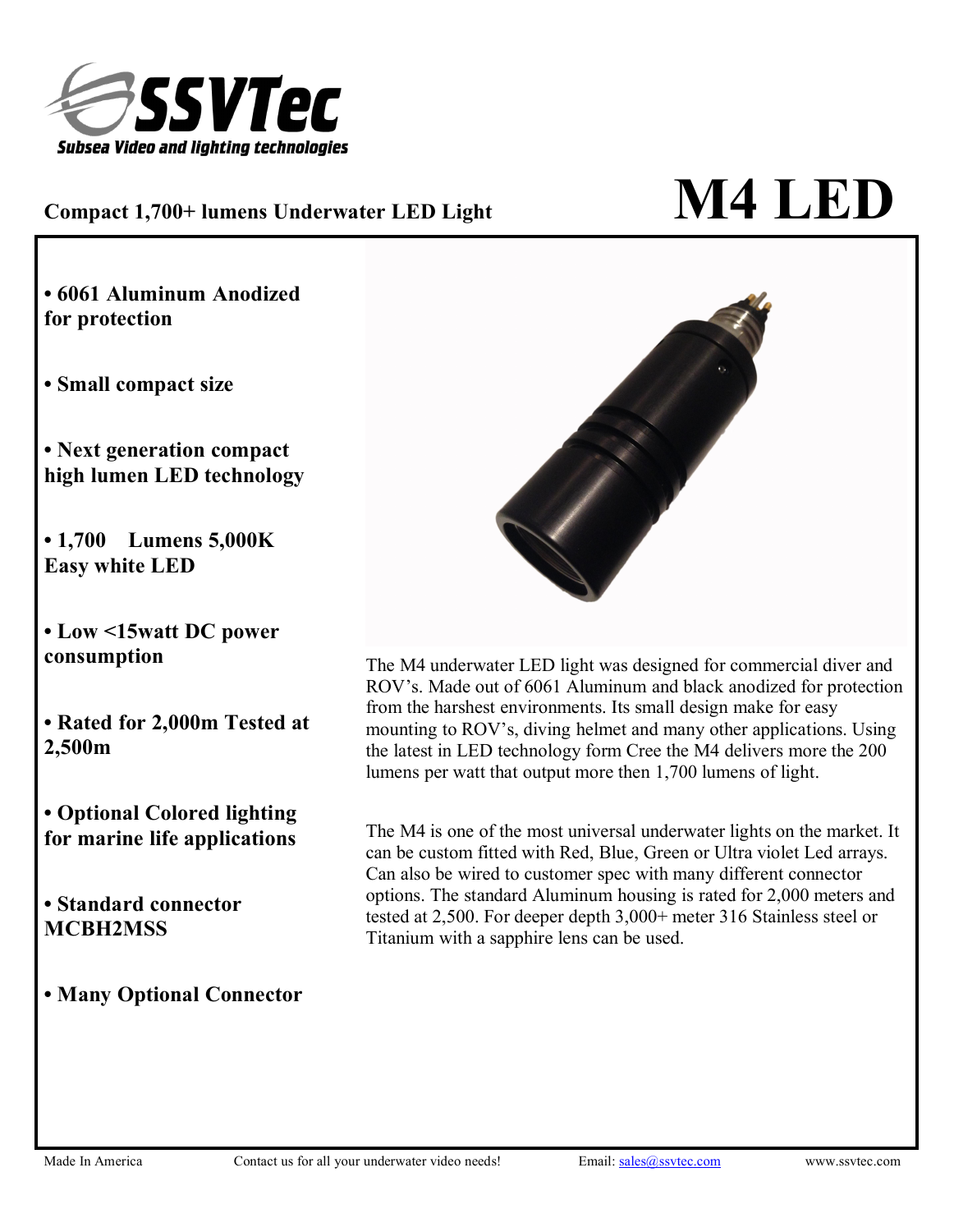**SSVTec**
*Subsea Video and lighting technologies*

**Compact 1,700+ lumens Underwater LED Light**

# M4 LED

- **6061 Aluminum Anodized for protection**
- **Small compact size**
- **Next generation compact high lumen LED technology**
- **1,700 Lumens 5,000K Easy white LED**
- **Low <15watt DC power consumption**
- **Rated for 2,000m Tested at 2,500m**
- **Optional Colored lighting for marine life applications**
- **Standard connector MCBH2MSS**
- **Many Optional Connector**

The M4 underwater LED light was designed for commercial diver and ROV's. Made out of 6061 Aluminum and black anodized for protection from the harshest environments. Its small design make for easy mounting to ROV's, diving helmet and many other applications. Using the latest in LED technology form Cree the M4 delivers more the 200 lumens per watt that output more then 1,700 lumens of light.

The M4 is one of the most universal underwater lights on the market. It can be custom fitted with Red, Blue, Green or Ultra violet Led arrays. Can also be wired to customer spec with many different connector options. The standard Aluminum housing is rated for 2,000 meters and tested at 2,500. For deeper depth 3,000+ meter 316 Stainless steel or Titanium with a sapphire lens can be used.

Made In America | Contact us for all your underwater video needs! | Email: sales@ssvtec.com | www.ssvtec.com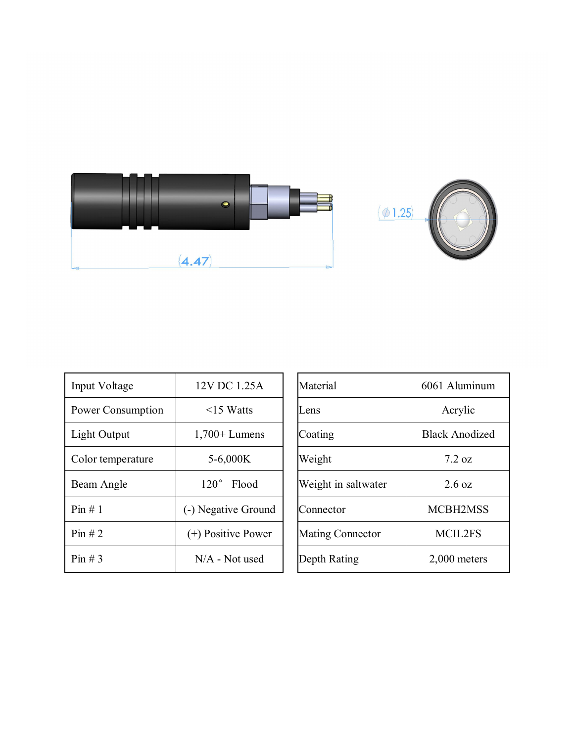(4.47)

⌀1.25

| | |
|---|---|
| Input Voltage | 12V DC 1.25A |
| Power Consumption | <15 Watts |
| Light Output | 1,700+ Lumens |
| Color temperature | 5-6,000K |
| Beam Angle | 120° Flood |
| Pin # 1 | (-) Negative Ground |
| Pin # 2 | (+) Positive Power |
| Pin # 3 | N/A - Not used |

| | |
|---|---|
| Material | 6061 Aluminum |
| Lens | Acrylic |
| Coating | Black Anodized |
| Weight | 7.2 oz |
| Weight in saltwater | 2.6 oz |
| Connector | MCBH2MSS |
| Mating Connector | MCIL2FS |
| Depth Rating | 2,000 meters |